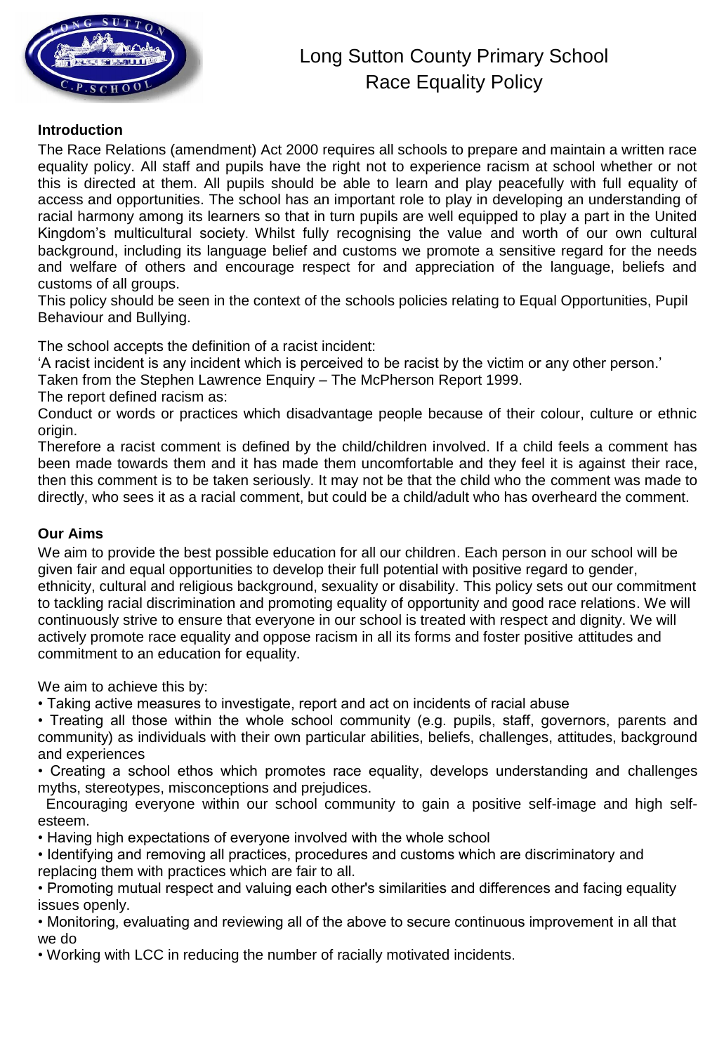# Long Sutton County Primary School
## Race Equality Policy

**Introduction**

The Race Relations (amendment) Act 2000 requires all schools to prepare and maintain a written race equality policy. All staff and pupils have the right not to experience racism at school whether or not this is directed at them. All pupils should be able to learn and play peacefully with full equality of access and opportunities. The school has an important role to play in developing an understanding of racial harmony among its learners so that in turn pupils are well equipped to play a part in the United Kingdom's multicultural society. Whilst fully recognising the value and worth of our own cultural background, including its language belief and customs we promote a sensitive regard for the needs and welfare of others and encourage respect for and appreciation of the language, beliefs and customs of all groups.

This policy should be seen in the context of the schools policies relating to Equal Opportunities, Pupil Behaviour and Bullying.

The school accepts the definition of a racist incident:

'A racist incident is any incident which is perceived to be racist by the victim or any other person.'

Taken from the Stephen Lawrence Enquiry – The McPherson Report 1999.

The report defined racism as:

Conduct or words or practices which disadvantage people because of their colour, culture or ethnic origin.

Therefore a racist comment is defined by the child/children involved. If a child feels a comment has been made towards them and it has made them uncomfortable and they feel it is against their race, then this comment is to be taken seriously. It may not be that the child who the comment was made to directly, who sees it as a racial comment, but could be a child/adult who has overheard the comment.

**Our Aims**

We aim to provide the best possible education for all our children. Each person in our school will be given fair and equal opportunities to develop their full potential with positive regard to gender, ethnicity, cultural and religious background, sexuality or disability. This policy sets out our commitment to tackling racial discrimination and promoting equality of opportunity and good race relations. We will continuously strive to ensure that everyone in our school is treated with respect and dignity. We will actively promote race equality and oppose racism in all its forms and foster positive attitudes and commitment to an education for equality.

We aim to achieve this by:

- Taking active measures to investigate, report and act on incidents of racial abuse
- Treating all those within the whole school community (e.g. pupils, staff, governors, parents and community) as individuals with their own particular abilities, beliefs, challenges, attitudes, background and experiences
- Creating a school ethos which promotes race equality, develops understanding and challenges myths, stereotypes, misconceptions and prejudices.
- Encouraging everyone within our school community to gain a positive self-image and high self-esteem.
- Having high expectations of everyone involved with the whole school
- Identifying and removing all practices, procedures and customs which are discriminatory and replacing them with practices which are fair to all.
- Promoting mutual respect and valuing each other's similarities and differences and facing equality issues openly.
- Monitoring, evaluating and reviewing all of the above to secure continuous improvement in all that we do
- Working with LCC in reducing the number of racially motivated incidents.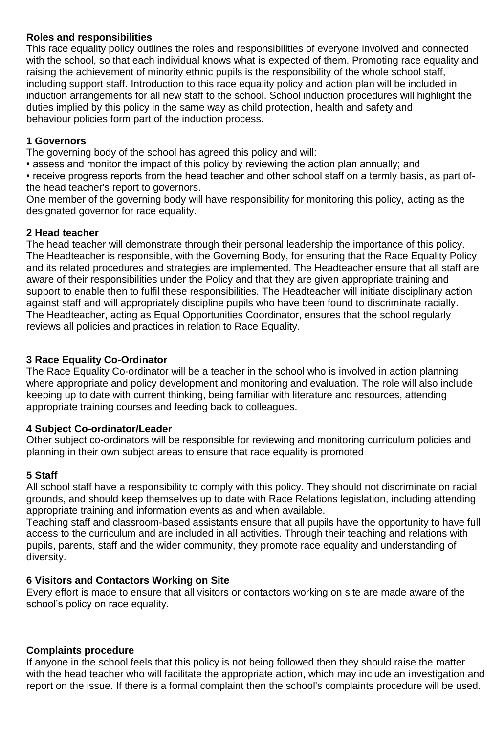**Roles and responsibilities**

This race equality policy outlines the roles and responsibilities of everyone involved and connected with the school, so that each individual knows what is expected of them. Promoting race equality and raising the achievement of minority ethnic pupils is the responsibility of the whole school staff, including support staff. Introduction to this race equality policy and action plan will be included in induction arrangements for all new staff to the school. School induction procedures will highlight the duties implied by this policy in the same way as child protection, health and safety and behaviour policies form part of the induction process.

**1 Governors**

The governing body of the school has agreed this policy and will:

- assess and monitor the impact of this policy by reviewing the action plan annually; and
- receive progress reports from the head teacher and other school staff on a termly basis, as part of-the head teacher's report to governors.

One member of the governing body will have responsibility for monitoring this policy, acting as the designated governor for race equality.

**2 Head teacher**

The head teacher will demonstrate through their personal leadership the importance of this policy. The Headteacher is responsible, with the Governing Body, for ensuring that the Race Equality Policy and its related procedures and strategies are implemented. The Headteacher ensure that all staff are aware of their responsibilities under the Policy and that they are given appropriate training and support to enable then to fulfil these responsibilities. The Headteacher will initiate disciplinary action against staff and will appropriately discipline pupils who have been found to discriminate racially. The Headteacher, acting as Equal Opportunities Coordinator, ensures that the school regularly reviews all policies and practices in relation to Race Equality.

**3 Race Equality Co-Ordinator**

The Race Equality Co-ordinator will be a teacher in the school who is involved in action planning where appropriate and policy development and monitoring and evaluation. The role will also include keeping up to date with current thinking, being familiar with literature and resources, attending appropriate training courses and feeding back to colleagues.

**4 Subject Co-ordinator/Leader**

Other subject co-ordinators will be responsible for reviewing and monitoring curriculum policies and planning in their own subject areas to ensure that race equality is promoted

**5 Staff**

All school staff have a responsibility to comply with this policy. They should not discriminate on racial grounds, and should keep themselves up to date with Race Relations legislation, including attending appropriate training and information events as and when available.

Teaching staff and classroom-based assistants ensure that all pupils have the opportunity to have full access to the curriculum and are included in all activities. Through their teaching and relations with pupils, parents, staff and the wider community, they promote race equality and understanding of diversity.

**6 Visitors and Contactors Working on Site**

Every effort is made to ensure that all visitors or contactors working on site are made aware of the school's policy on race equality.

**Complaints procedure**

If anyone in the school feels that this policy is not being followed then they should raise the matter with the head teacher who will facilitate the appropriate action, which may include an investigation and report on the issue. If there is a formal complaint then the school's complaints procedure will be used.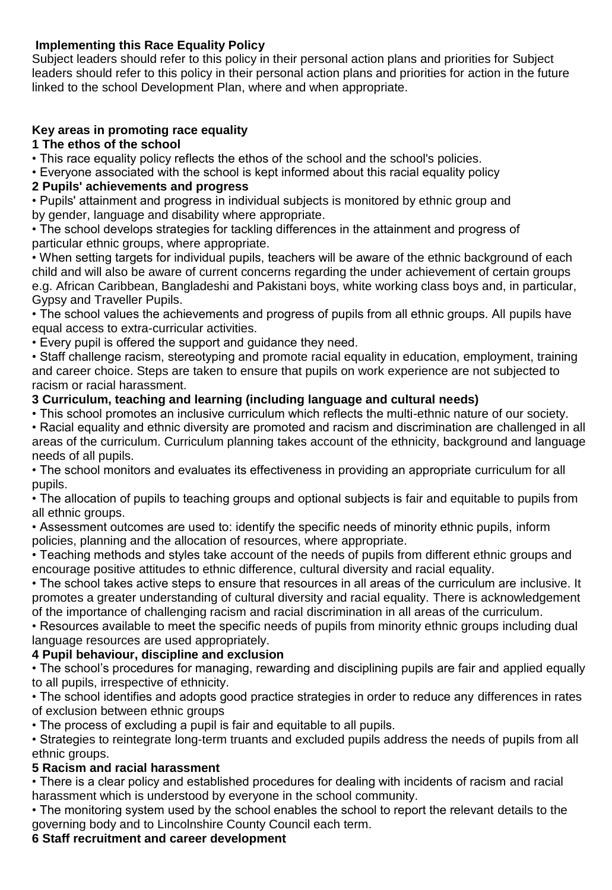**Implementing this Race Equality Policy**

Subject leaders should refer to this policy in their personal action plans and priorities for Subject leaders should refer to this policy in their personal action plans and priorities for action in the future linked to the school Development Plan, where and when appropriate.

**Key areas in promoting race equality**

**1 The ethos of the school**

- This race equality policy reflects the ethos of the school and the school's policies.
- Everyone associated with the school is kept informed about this racial equality policy

**2 Pupils' achievements and progress**

- Pupils' attainment and progress in individual subjects is monitored by ethnic group and by gender, language and disability where appropriate.
- The school develops strategies for tackling differences in the attainment and progress of particular ethnic groups, where appropriate.
- When setting targets for individual pupils, teachers will be aware of the ethnic background of each child and will also be aware of current concerns regarding the under achievement of certain groups e.g. African Caribbean, Bangladeshi and Pakistani boys, white working class boys and, in particular, Gypsy and Traveller Pupils.
- The school values the achievements and progress of pupils from all ethnic groups. All pupils have equal access to extra-curricular activities.
- Every pupil is offered the support and guidance they need.
- Staff challenge racism, stereotyping and promote racial equality in education, employment, training and career choice. Steps are taken to ensure that pupils on work experience are not subjected to racism or racial harassment.

**3 Curriculum, teaching and learning (including language and cultural needs)**

- This school promotes an inclusive curriculum which reflects the multi-ethnic nature of our society.
- Racial equality and ethnic diversity are promoted and racism and discrimination are challenged in all areas of the curriculum. Curriculum planning takes account of the ethnicity, background and language needs of all pupils.
- The school monitors and evaluates its effectiveness in providing an appropriate curriculum for all pupils.
- The allocation of pupils to teaching groups and optional subjects is fair and equitable to pupils from all ethnic groups.
- Assessment outcomes are used to: identify the specific needs of minority ethnic pupils, inform policies, planning and the allocation of resources, where appropriate.
- Teaching methods and styles take account of the needs of pupils from different ethnic groups and encourage positive attitudes to ethnic difference, cultural diversity and racial equality.
- The school takes active steps to ensure that resources in all areas of the curriculum are inclusive. It promotes a greater understanding of cultural diversity and racial equality. There is acknowledgement of the importance of challenging racism and racial discrimination in all areas of the curriculum.
- Resources available to meet the specific needs of pupils from minority ethnic groups including dual language resources are used appropriately.

**4 Pupil behaviour, discipline and exclusion**

- The school's procedures for managing, rewarding and disciplining pupils are fair and applied equally to all pupils, irrespective of ethnicity.
- The school identifies and adopts good practice strategies in order to reduce any differences in rates of exclusion between ethnic groups
- The process of excluding a pupil is fair and equitable to all pupils.
- Strategies to reintegrate long-term truants and excluded pupils address the needs of pupils from all ethnic groups.

**5 Racism and racial harassment**

- There is a clear policy and established procedures for dealing with incidents of racism and racial harassment which is understood by everyone in the school community.
- The monitoring system used by the school enables the school to report the relevant details to the governing body and to Lincolnshire County Council each term.

**6 Staff recruitment and career development**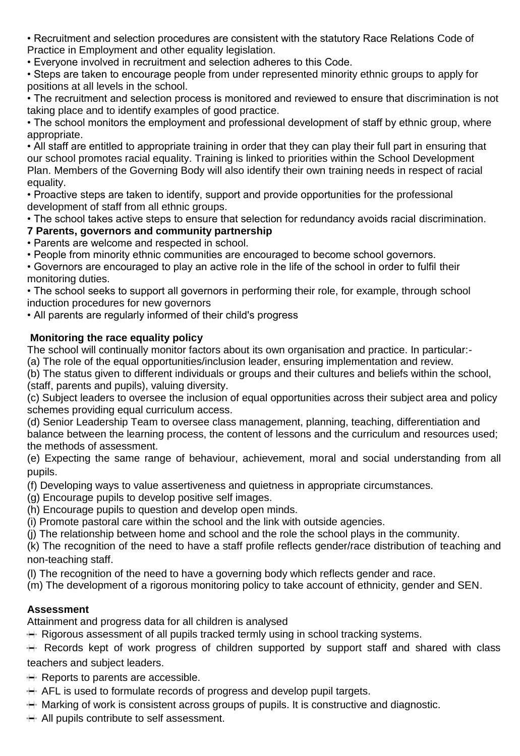- Recruitment and selection procedures are consistent with the statutory Race Relations Code of Practice in Employment and other equality legislation.
- Everyone involved in recruitment and selection adheres to this Code.
- Steps are taken to encourage people from under represented minority ethnic groups to apply for positions at all levels in the school.
- The recruitment and selection process is monitored and reviewed to ensure that discrimination is not taking place and to identify examples of good practice.
- The school monitors the employment and professional development of staff by ethnic group, where appropriate.
- All staff are entitled to appropriate training in order that they can play their full part in ensuring that our school promotes racial equality. Training is linked to priorities within the School Development Plan. Members of the Governing Body will also identify their own training needs in respect of racial equality.
- Proactive steps are taken to identify, support and provide opportunities for the professional development of staff from all ethnic groups.
- The school takes active steps to ensure that selection for redundancy avoids racial discrimination.

**7 Parents, governors and community partnership**

- Parents are welcome and respected in school.
- People from minority ethnic communities are encouraged to become school governors.
- Governors are encouraged to play an active role in the life of the school in order to fulfil their monitoring duties.
- The school seeks to support all governors in performing their role, for example, through school induction procedures for new governors
- All parents are regularly informed of their child's progress

**Monitoring the race equality policy**

The school will continually monitor factors about its own organisation and practice. In particular:-

(a) The role of the equal opportunities/inclusion leader, ensuring implementation and review.

(b) The status given to different individuals or groups and their cultures and beliefs within the school, (staff, parents and pupils), valuing diversity.

(c) Subject leaders to oversee the inclusion of equal opportunities across their subject area and policy schemes providing equal curriculum access.

(d) Senior Leadership Team to oversee class management, planning, teaching, differentiation and balance between the learning process, the content of lessons and the curriculum and resources used; the methods of assessment.

(e) Expecting the same range of behaviour, achievement, moral and social understanding from all pupils.

(f) Developing ways to value assertiveness and quietness in appropriate circumstances.

(g) Encourage pupils to develop positive self images.

(h) Encourage pupils to question and develop open minds.

(i) Promote pastoral care within the school and the link with outside agencies.

(j) The relationship between home and school and the role the school plays in the community.

(k) The recognition of the need to have a staff profile reflects gender/race distribution of teaching and non-teaching staff.

(l) The recognition of the need to have a governing body which reflects gender and race.

(m) The development of a rigorous monitoring policy to take account of ethnicity, gender and SEN.

**Assessment**

Attainment and progress data for all children is analysed

- Rigorous assessment of all pupils tracked termly using in school tracking systems.
- Records kept of work progress of children supported by support staff and shared with class teachers and subject leaders.
- Reports to parents are accessible.
- AFL is used to formulate records of progress and develop pupil targets.
- Marking of work is consistent across groups of pupils. It is constructive and diagnostic.
- All pupils contribute to self assessment.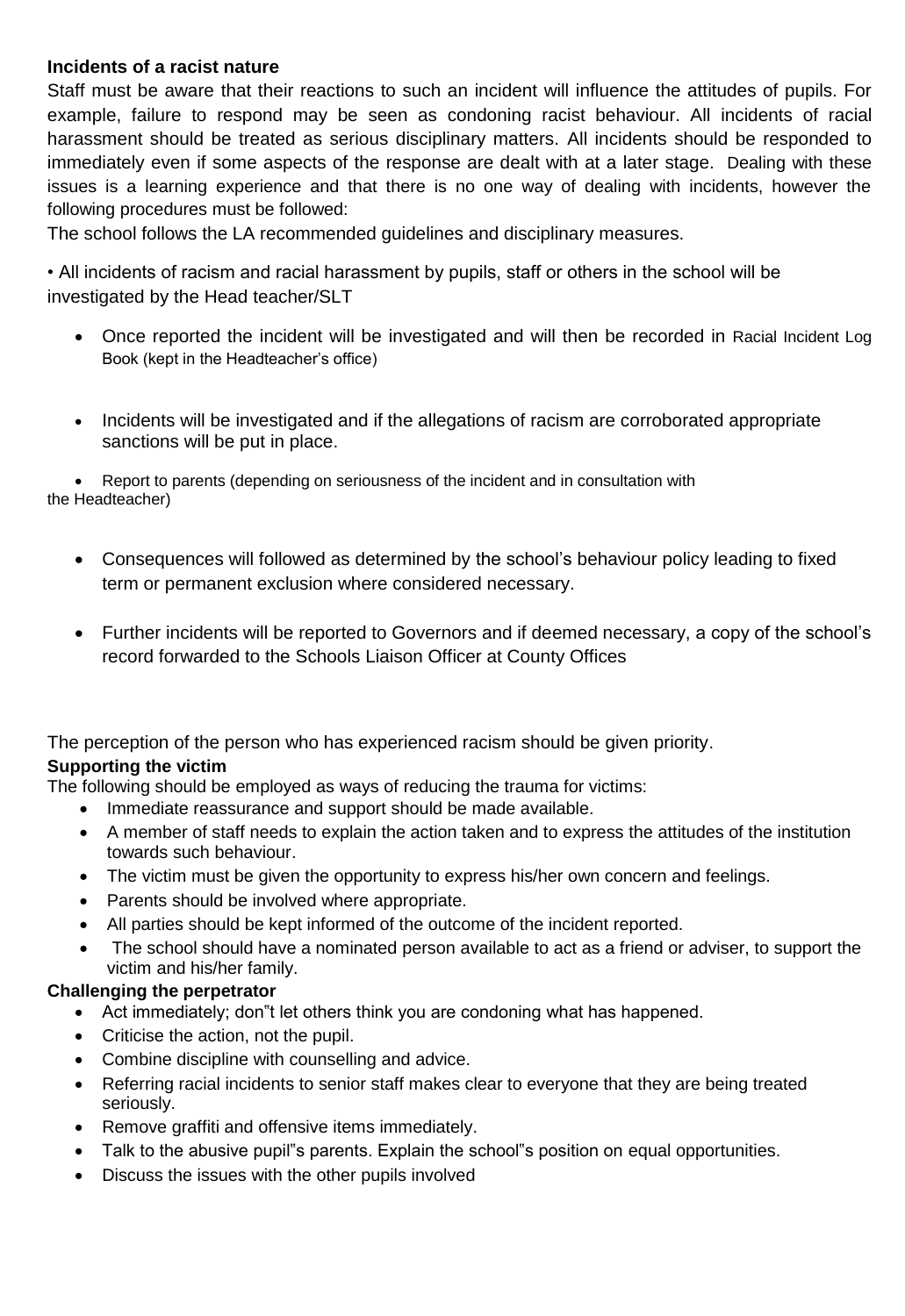**Incidents of a racist nature**

Staff must be aware that their reactions to such an incident will influence the attitudes of pupils. For example, failure to respond may be seen as condoning racist behaviour. All incidents of racial harassment should be treated as serious disciplinary matters. All incidents should be responded to immediately even if some aspects of the response are dealt with at a later stage. Dealing with these issues is a learning experience and that there is no one way of dealing with incidents, however the following procedures must be followed:

The school follows the LA recommended guidelines and disciplinary measures.

• All incidents of racism and racial harassment by pupils, staff or others in the school will be investigated by the Head teacher/SLT

- Once reported the incident will be investigated and will then be recorded in Racial Incident Log Book (kept in the Headteacher's office)
- Incidents will be investigated and if the allegations of racism are corroborated appropriate sanctions will be put in place.
- Report to parents (depending on seriousness of the incident and in consultation with the Headteacher)
- Consequences will followed as determined by the school's behaviour policy leading to fixed term or permanent exclusion where considered necessary.
- Further incidents will be reported to Governors and if deemed necessary, a copy of the school's record forwarded to the Schools Liaison Officer at County Offices

The perception of the person who has experienced racism should be given priority.

**Supporting the victim**

The following should be employed as ways of reducing the trauma for victims:

- Immediate reassurance and support should be made available.
- A member of staff needs to explain the action taken and to express the attitudes of the institution towards such behaviour.
- The victim must be given the opportunity to express his/her own concern and feelings.
- Parents should be involved where appropriate.
- All parties should be kept informed of the outcome of the incident reported.
- The school should have a nominated person available to act as a friend or adviser, to support the victim and his/her family.

**Challenging the perpetrator**

- Act immediately; don‟t let others think you are condoning what has happened.
- Criticise the action, not the pupil.
- Combine discipline with counselling and advice.
- Referring racial incidents to senior staff makes clear to everyone that they are being treated seriously.
- Remove graffiti and offensive items immediately.
- Talk to the abusive pupil‟s parents. Explain the school‟s position on equal opportunities.
- Discuss the issues with the other pupils involved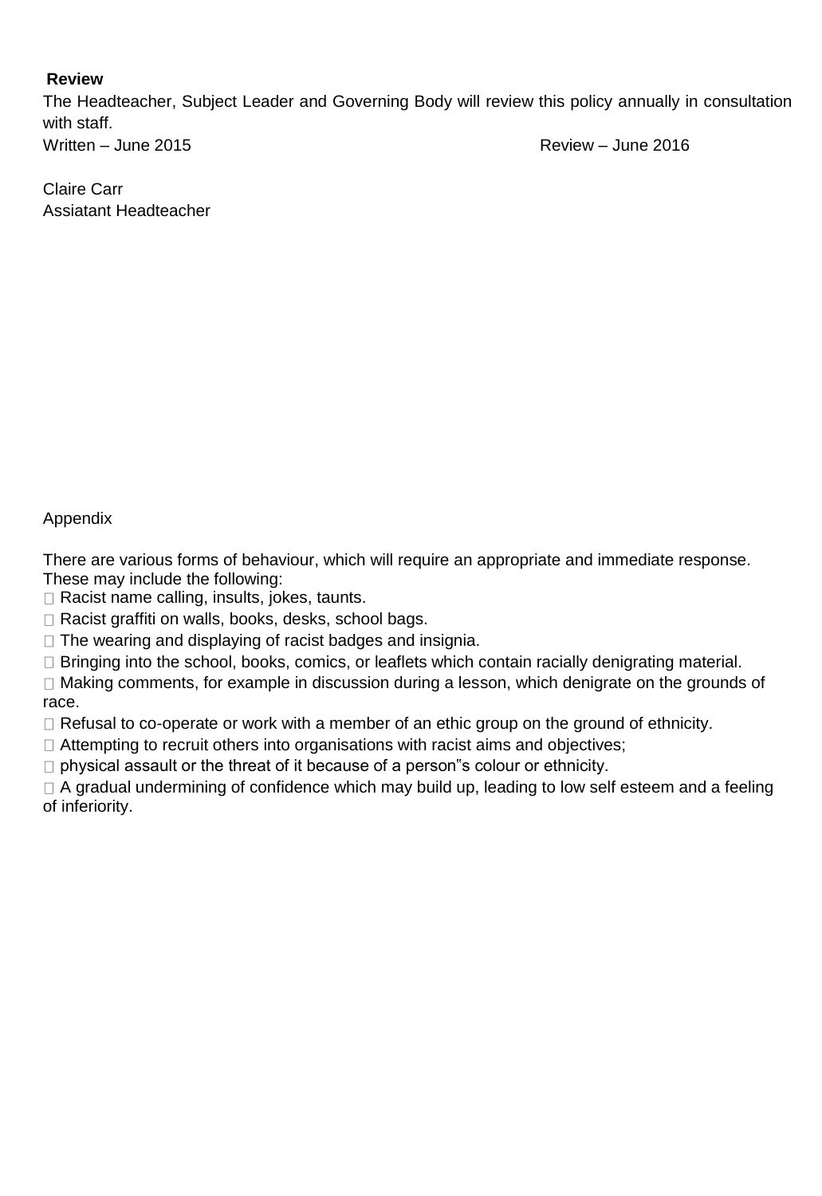**Review**

The Headteacher, Subject Leader and Governing Body will review this policy annually in consultation with staff.

Written – June 2015 Review – June 2016

Claire Carr
Assiatant Headteacher

Appendix

There are various forms of behaviour, which will require an appropriate and immediate response. These may include the following:

- Racist name calling, insults, jokes, taunts.
- Racist graffiti on walls, books, desks, school bags.
- The wearing and displaying of racist badges and insignia.
- Bringing into the school, books, comics, or leaflets which contain racially denigrating material.
- Making comments, for example in discussion during a lesson, which denigrate on the grounds of race.
- Refusal to co-operate or work with a member of an ethic group on the ground of ethnicity.
- Attempting to recruit others into organisations with racist aims and objectives;
- physical assault or the threat of it because of a person"s colour or ethnicity.
- A gradual undermining of confidence which may build up, leading to low self esteem and a feeling of inferiority.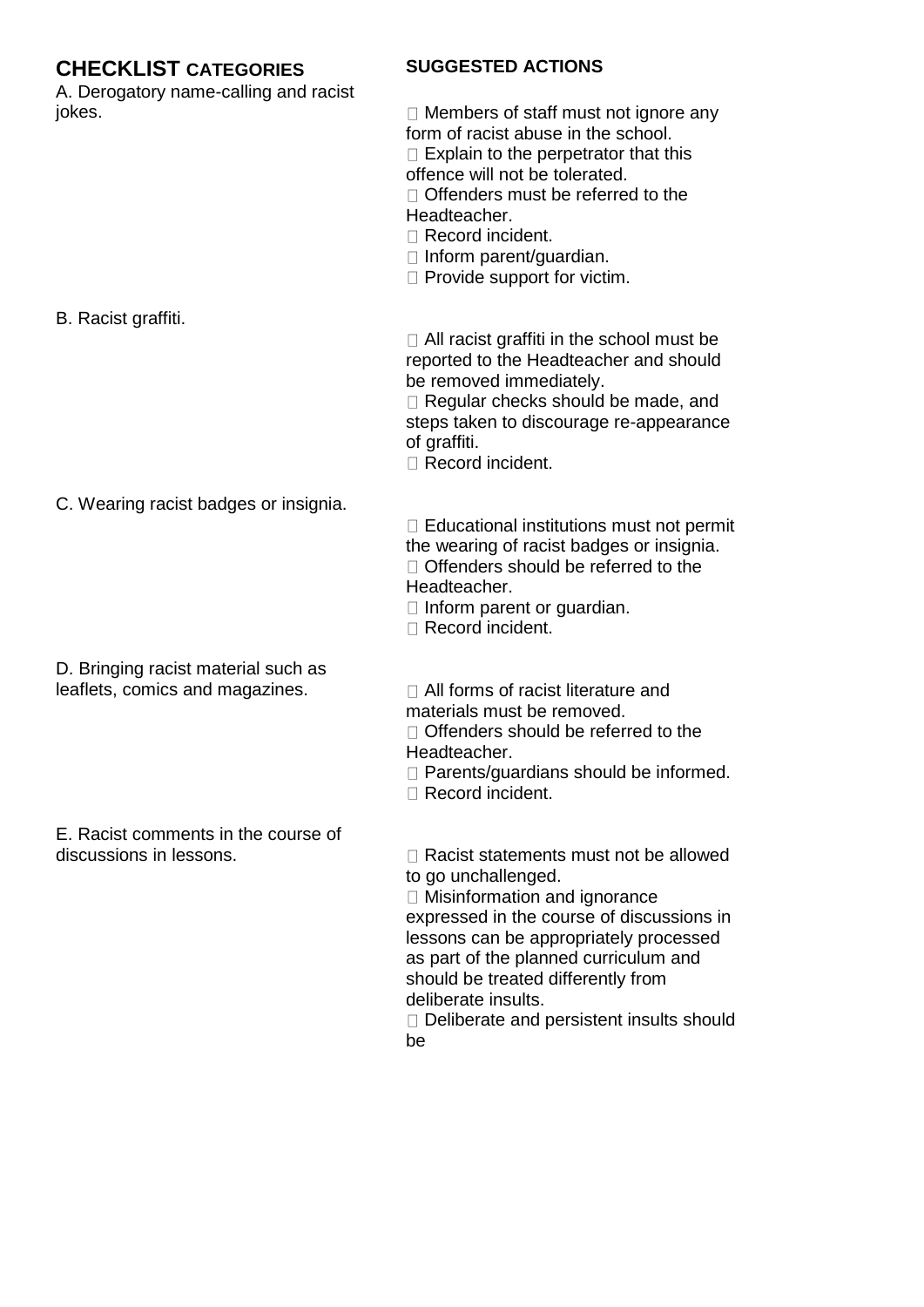| CHECKLIST CATEGORIES | SUGGESTED ACTIONS |
| --- | --- |
| A. Derogatory name-calling and racist jokes. | Members of staff must not ignore any form of racist abuse in the school.<br>Explain to the perpetrator that this offence will not be tolerated.<br>Offenders must be referred to the Headteacher.<br>Record incident.<br>Inform parent/guardian.<br>Provide support for victim. |
| B. Racist graffiti. | All racist graffiti in the school must be reported to the Headteacher and should be removed immediately.<br>Regular checks should be made, and steps taken to discourage re-appearance of graffiti.<br>Record incident. |
| C. Wearing racist badges or insignia. | Educational institutions must not permit the wearing of racist badges or insignia.<br>Offenders should be referred to the Headteacher.<br>Inform parent or guardian.<br>Record incident. |
| D. Bringing racist material such as leaflets, comics and magazines. | All forms of racist literature and materials must be removed.<br>Offenders should be referred to the Headteacher.<br>Parents/guardians should be informed.<br>Record incident. |
| E. Racist comments in the course of discussions in lessons. | Racist statements must not be allowed to go unchallenged.<br>Misinformation and ignorance expressed in the course of discussions in lessons can be appropriately processed as part of the planned curriculum and should be treated differently from deliberate insults.<br>Deliberate and persistent insults should be |